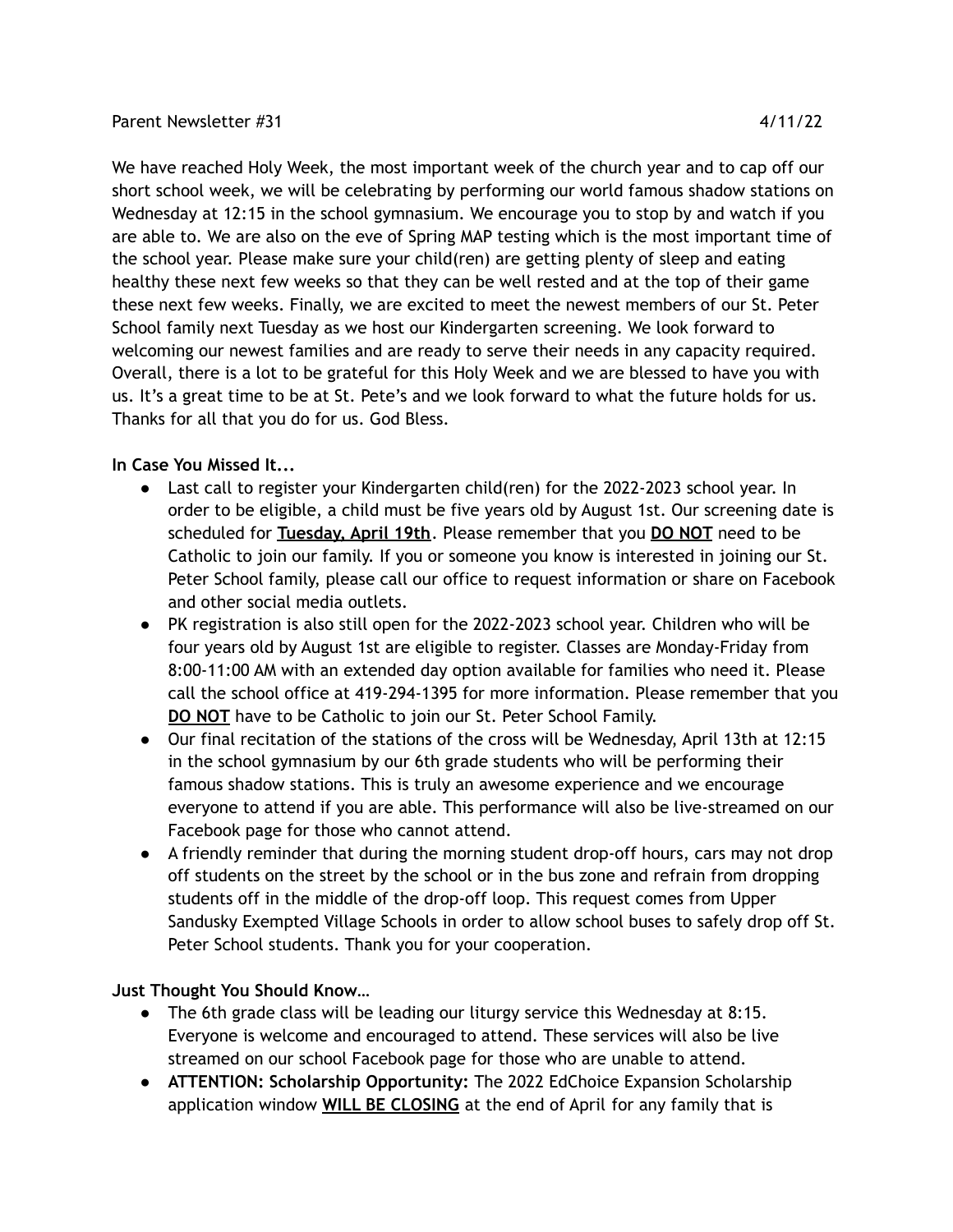Parent Newsletter #31 4/11/22

We have reached Holy Week, the most important week of the church year and to cap off our short school week, we will be celebrating by performing our world famous shadow stations on Wednesday at 12:15 in the school gymnasium. We encourage you to stop by and watch if you are able to. We are also on the eve of Spring MAP testing which is the most important time of the school year. Please make sure your child(ren) are getting plenty of sleep and eating healthy these next few weeks so that they can be well rested and at the top of their game these next few weeks. Finally, we are excited to meet the newest members of our St. Peter School family next Tuesday as we host our Kindergarten screening. We look forward to welcoming our newest families and are ready to serve their needs in any capacity required. Overall, there is a lot to be grateful for this Holy Week and we are blessed to have you with us. It's a great time to be at St. Pete's and we look forward to what the future holds for us. Thanks for all that you do for us. God Bless.

**In Case You Missed It...**

- Last call to register your Kindergarten child(ren) for the 2022-2023 school year. In order to be eligible, a child must be five years old by August 1st. Our screening date is scheduled for **Tuesday, April 19th**. Please remember that you **DO NOT** need to be Catholic to join our family. If you or someone you know is interested in joining our St. Peter School family, please call our office to request information or share on Facebook and other social media outlets.
- PK registration is also still open for the 2022-2023 school year. Children who will be four years old by August 1st are eligible to register. Classes are Monday-Friday from 8:00-11:00 AM with an extended day option available for families who need it. Please call the school office at 419-294-1395 for more information. Please remember that you **DO NOT** have to be Catholic to join our St. Peter School Family.
- Our final recitation of the stations of the cross will be Wednesday, April 13th at 12:15 in the school gymnasium by our 6th grade students who will be performing their famous shadow stations. This is truly an awesome experience and we encourage everyone to attend if you are able. This performance will also be live-streamed on our Facebook page for those who cannot attend.
- A friendly reminder that during the morning student drop-off hours, cars may not drop off students on the street by the school or in the bus zone and refrain from dropping students off in the middle of the drop-off loop. This request comes from Upper Sandusky Exempted Village Schools in order to allow school buses to safely drop off St. Peter School students. Thank you for your cooperation.

**Just Thought You Should Know…**

- The 6th grade class will be leading our liturgy service this Wednesday at 8:15. Everyone is welcome and encouraged to attend. These services will also be live streamed on our school Facebook page for those who are unable to attend.
- **ATTENTION: Scholarship Opportunity:** The 2022 EdChoice Expansion Scholarship application window **WILL BE CLOSING** at the end of April for any family that is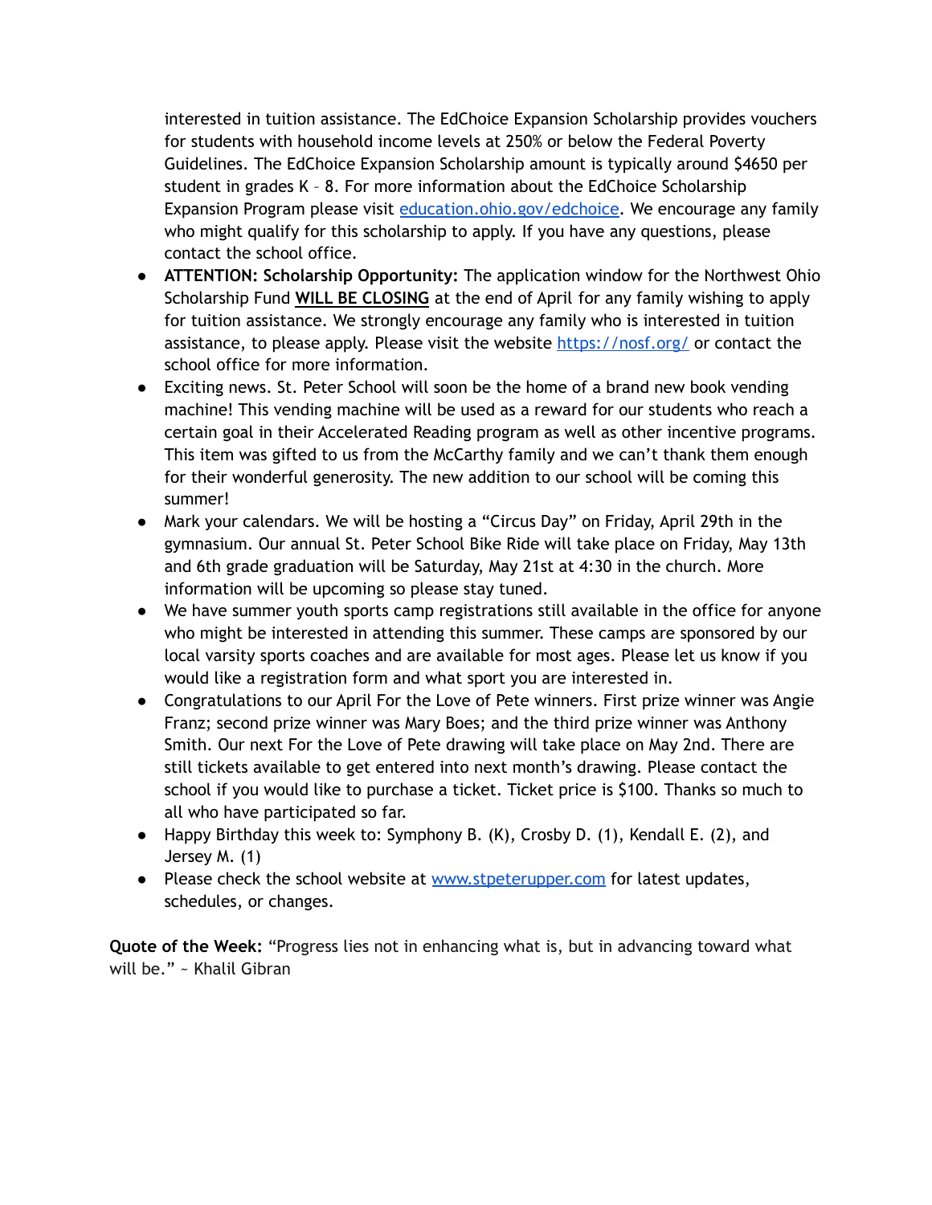interested in tuition assistance. The EdChoice Expansion Scholarship provides vouchers for students with household income levels at 250% or below the Federal Poverty Guidelines. The EdChoice Expansion Scholarship amount is typically around $4650 per student in grades K – 8. For more information about the EdChoice Scholarship Expansion Program please visit [education.ohio.gov/edchoice](http://education.ohio.gov/edchoice). We encourage any family who might qualify for this scholarship to apply. If you have any questions, please contact the school office.

- **ATTENTION: Scholarship Opportunity:** The application window for the Northwest Ohio Scholarship Fund **WILL BE CLOSING** at the end of April for any family wishing to apply for tuition assistance. We strongly encourage any family who is interested in tuition assistance, to please apply. Please visit the website [https://nosf.org/](https://nosf.org/) or contact the school office for more information.
- Exciting news. St. Peter School will soon be the home of a brand new book vending machine! This vending machine will be used as a reward for our students who reach a certain goal in their Accelerated Reading program as well as other incentive programs. This item was gifted to us from the McCarthy family and we can't thank them enough for their wonderful generosity. The new addition to our school will be coming this summer!
- Mark your calendars. We will be hosting a "Circus Day" on Friday, April 29th in the gymnasium. Our annual St. Peter School Bike Ride will take place on Friday, May 13th and 6th grade graduation will be Saturday, May 21st at 4:30 in the church. More information will be upcoming so please stay tuned.
- We have summer youth sports camp registrations still available in the office for anyone who might be interested in attending this summer. These camps are sponsored by our local varsity sports coaches and are available for most ages. Please let us know if you would like a registration form and what sport you are interested in.
- Congratulations to our April For the Love of Pete winners. First prize winner was Angie Franz; second prize winner was Mary Boes; and the third prize winner was Anthony Smith. Our next For the Love of Pete drawing will take place on May 2nd. There are still tickets available to get entered into next month's drawing. Please contact the school if you would like to purchase a ticket. Ticket price is $100. Thanks so much to all who have participated so far.
- Happy Birthday this week to: Symphony B. (K), Crosby D. (1), Kendall E. (2), and Jersey M. (1)
- Please check the school website at [www.stpeterupper.com](http://www.stpeterupper.com) for latest updates, schedules, or changes.

**Quote of the Week:** "Progress lies not in enhancing what is, but in advancing toward what will be." ~ Khalil Gibran